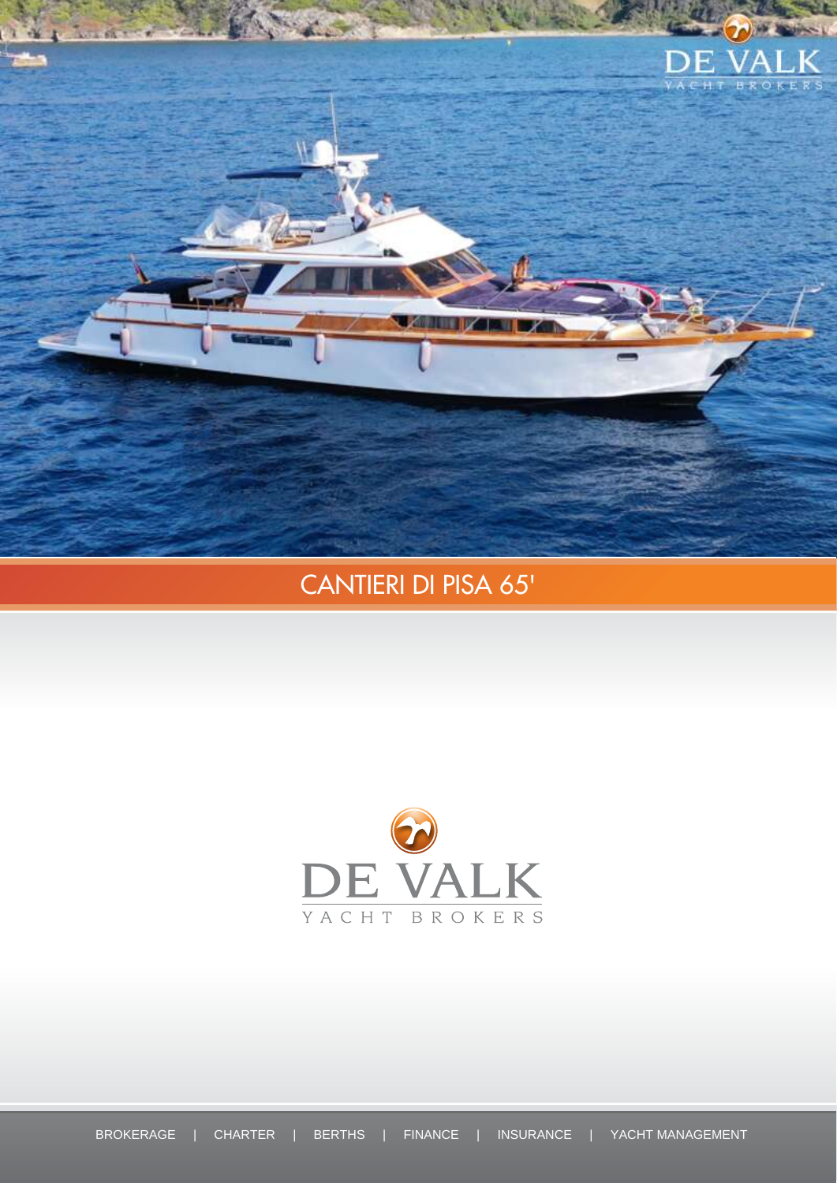# CANTIERI DI PISA 65'

DE VALK

YACHT BROKERS

BROKERAGE | CHARTER | BERTHS | FINANCE | INSURANCE | YACHT MANAGEMENT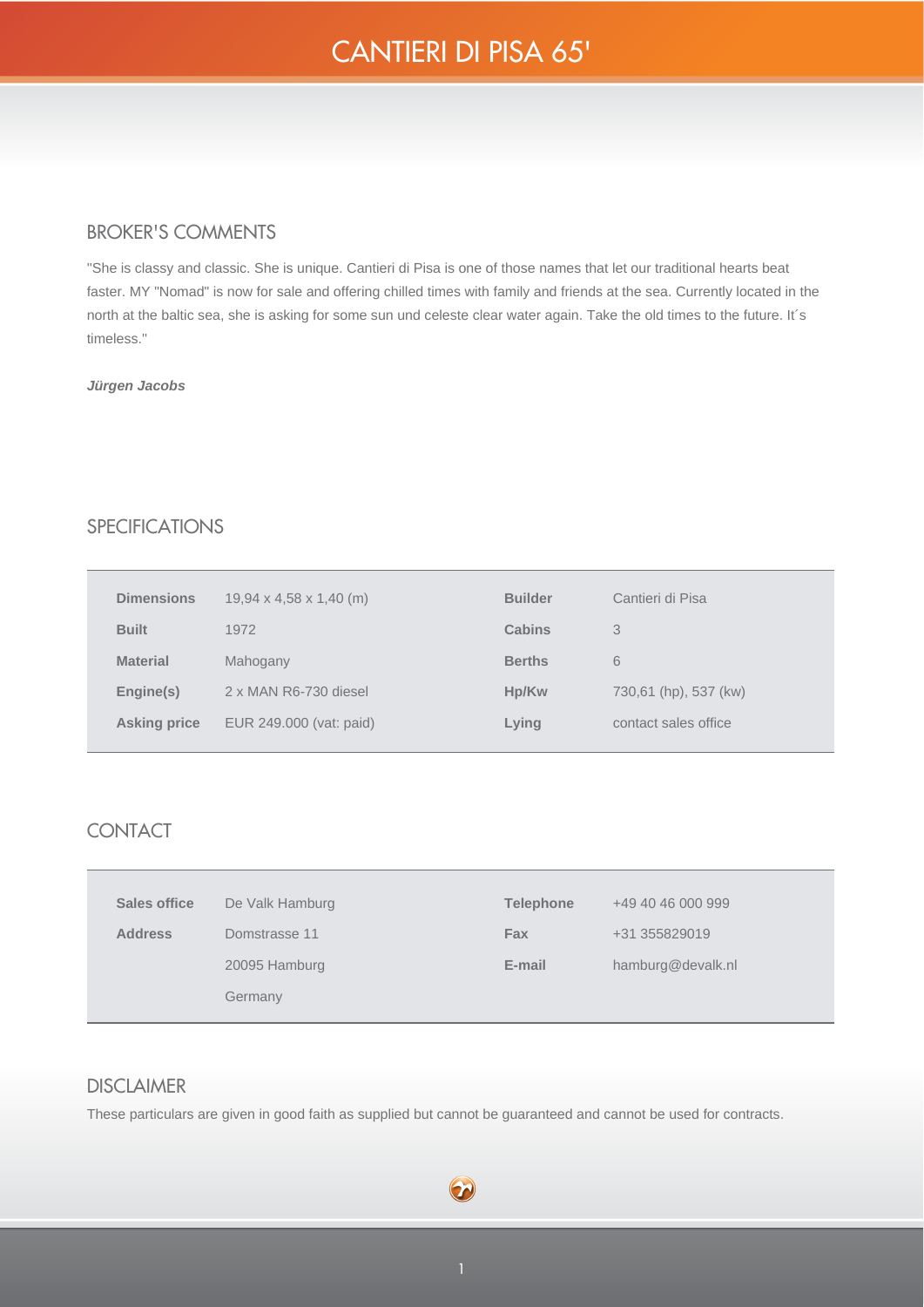# CANTIERI DI PISA 65'

## BROKER'S COMMENTS

"She is classy and classic. She is unique. Cantieri di Pisa is one of those names that let our traditional hearts beat faster. MY "Nomad" is now for sale and offering chilled times with family and friends at the sea. Currently located in the north at the baltic sea, she is asking for some sun und celeste clear water again. Take the old times to the future. It´s timeless."

***Jürgen Jacobs***

## SPECIFICATIONS

| | | | |
|---|---|---|---|
| **Dimensions** | 19,94 x 4,58 x 1,40 (m) | **Builder** | Cantieri di Pisa |
| **Built** | 1972 | **Cabins** | 3 |
| **Material** | Mahogany | **Berths** | 6 |
| **Engine(s)** | 2 x MAN R6-730 diesel | **Hp/Kw** | 730,61 (hp), 537 (kw) |
| **Asking price** | EUR 249.000 (vat: paid) | **Lying** | contact sales office |

## CONTACT

| | | | |
|---|---|---|---|
| **Sales office** | De Valk Hamburg | **Telephone** | +49 40 46 000 999 |
| **Address** | Domstrasse 11 | **Fax** | +31 355829019 |
| | 20095 Hamburg | **E-mail** | hamburg@devalk.nl |
| | Germany | | |

## DISCLAIMER

These particulars are given in good faith as supplied but cannot be guaranteed and cannot be used for contracts.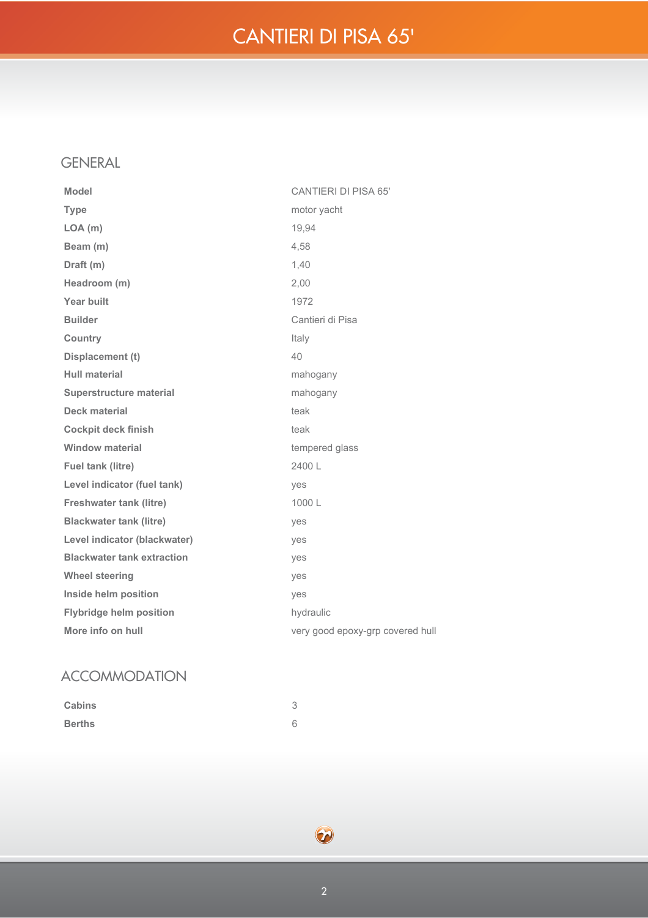# CANTIERI DI PISA 65'

## GENERAL

| | |
|---|---|
| **Model** | CANTIERI DI PISA 65' |
| **Type** | motor yacht |
| **LOA (m)** | 19,94 |
| **Beam (m)** | 4,58 |
| **Draft (m)** | 1,40 |
| **Headroom (m)** | 2,00 |
| **Year built** | 1972 |
| **Builder** | Cantieri di Pisa |
| **Country** | Italy |
| **Displacement (t)** | 40 |
| **Hull material** | mahogany |
| **Superstructure material** | mahogany |
| **Deck material** | teak |
| **Cockpit deck finish** | teak |
| **Window material** | tempered glass |
| **Fuel tank (litre)** | 2400 L |
| **Level indicator (fuel tank)** | yes |
| **Freshwater tank (litre)** | 1000 L |
| **Blackwater tank (litre)** | yes |
| **Level indicator (blackwater)** | yes |
| **Blackwater tank extraction** | yes |
| **Wheel steering** | yes |
| **Inside helm position** | yes |
| **Flybridge helm position** | hydraulic |
| **More info on hull** | very good epoxy-grp covered hull |

## ACCOMMODATION

| | |
|---|---|
| **Cabins** | 3 |
| **Berths** | 6 |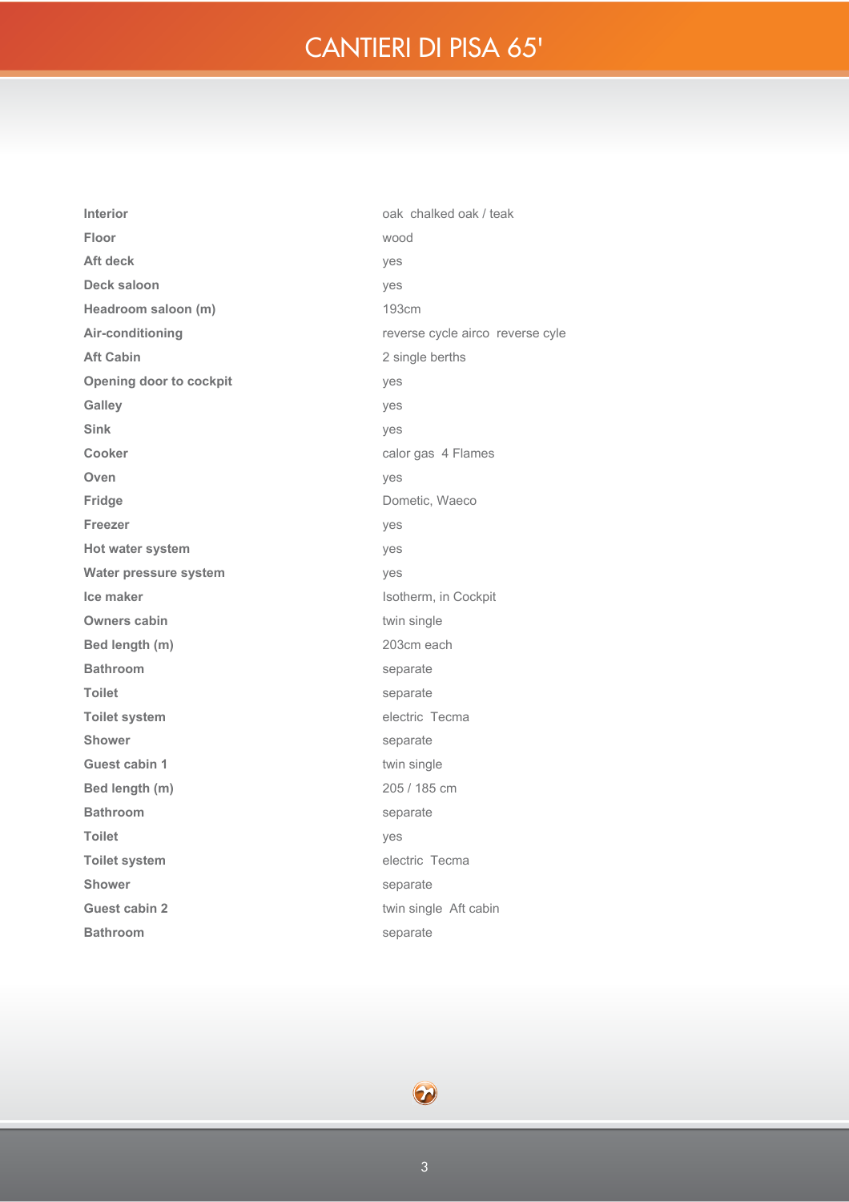# CANTIERI DI PISA 65'

| | |
|---|---|
| **Interior** | oak chalked oak / teak |
| **Floor** | wood |
| **Aft deck** | yes |
| **Deck saloon** | yes |
| **Headroom saloon (m)** | 193cm |
| **Air-conditioning** | reverse cycle airco reverse cyle |
| **Aft Cabin** | 2 single berths |
| **Opening door to cockpit** | yes |
| **Galley** | yes |
| **Sink** | yes |
| **Cooker** | calor gas 4 Flames |
| **Oven** | yes |
| **Fridge** | Dometic, Waeco |
| **Freezer** | yes |
| **Hot water system** | yes |
| **Water pressure system** | yes |
| **Ice maker** | Isotherm, in Cockpit |
| **Owners cabin** | twin single |
| **Bed length (m)** | 203cm each |
| **Bathroom** | separate |
| **Toilet** | separate |
| **Toilet system** | electric Tecma |
| **Shower** | separate |
| **Guest cabin 1** | twin single |
| **Bed length (m)** | 205 / 185 cm |
| **Bathroom** | separate |
| **Toilet** | yes |
| **Toilet system** | electric Tecma |
| **Shower** | separate |
| **Guest cabin 2** | twin single Aft cabin |
| **Bathroom** | separate |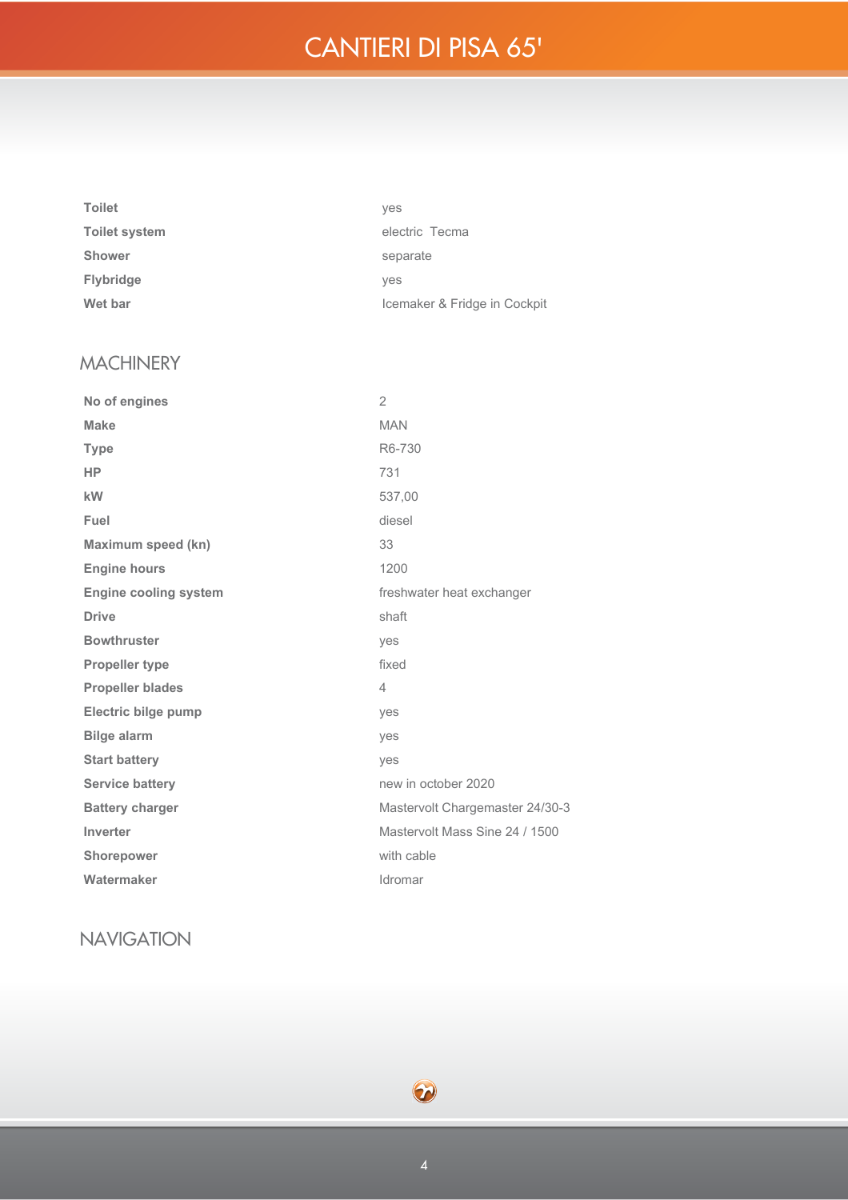| | |
|---|---|
| **Toilet** | yes |
| **Toilet system** | electric  Tecma |
| **Shower** | separate |
| **Flybridge** | yes |
| **Wet bar** | Icemaker & Fridge in Cockpit |

## MACHINERY

| | |
|---|---|
| **No of engines** | 2 |
| **Make** | MAN |
| **Type** | R6-730 |
| **HP** | 731 |
| **kW** | 537,00 |
| **Fuel** | diesel |
| **Maximum speed (kn)** | 33 |
| **Engine hours** | 1200 |
| **Engine cooling system** | freshwater heat exchanger |
| **Drive** | shaft |
| **Bowthruster** | yes |
| **Propeller type** | fixed |
| **Propeller blades** | 4 |
| **Electric bilge pump** | yes |
| **Bilge alarm** | yes |
| **Start battery** | yes |
| **Service battery** | new in october 2020 |
| **Battery charger** | Mastervolt Chargemaster 24/30-3 |
| **Inverter** | Mastervolt Mass Sine 24 / 1500 |
| **Shorepower** | with cable |
| **Watermaker** | Idromar |

## NAVIGATION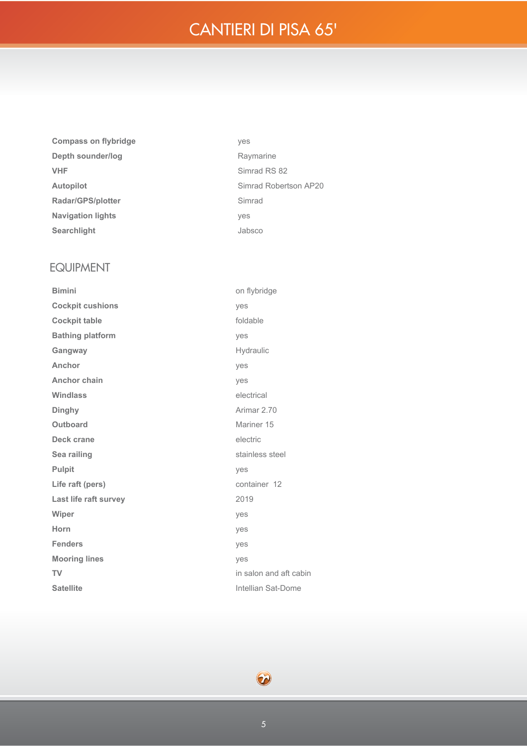| | |
|---|---|
| **Compass on flybridge** | yes |
| **Depth sounder/log** | Raymarine |
| **VHF** | Simrad RS 82 |
| **Autopilot** | Simrad Robertson AP20 |
| **Radar/GPS/plotter** | Simrad |
| **Navigation lights** | yes |
| **Searchlight** | Jabsco |

## EQUIPMENT

| | |
|---|---|
| **Bimini** | on flybridge |
| **Cockpit cushions** | yes |
| **Cockpit table** | foldable |
| **Bathing platform** | yes |
| **Gangway** | Hydraulic |
| **Anchor** | yes |
| **Anchor chain** | yes |
| **Windlass** | electrical |
| **Dinghy** | Arimar 2.70 |
| **Outboard** | Mariner 15 |
| **Deck crane** | electric |
| **Sea railing** | stainless steel |
| **Pulpit** | yes |
| **Life raft (pers)** | container 12 |
| **Last life raft survey** | 2019 |
| **Wiper** | yes |
| **Horn** | yes |
| **Fenders** | yes |
| **Mooring lines** | yes |
| **TV** | in salon and aft cabin |
| **Satellite** | Intellian Sat-Dome |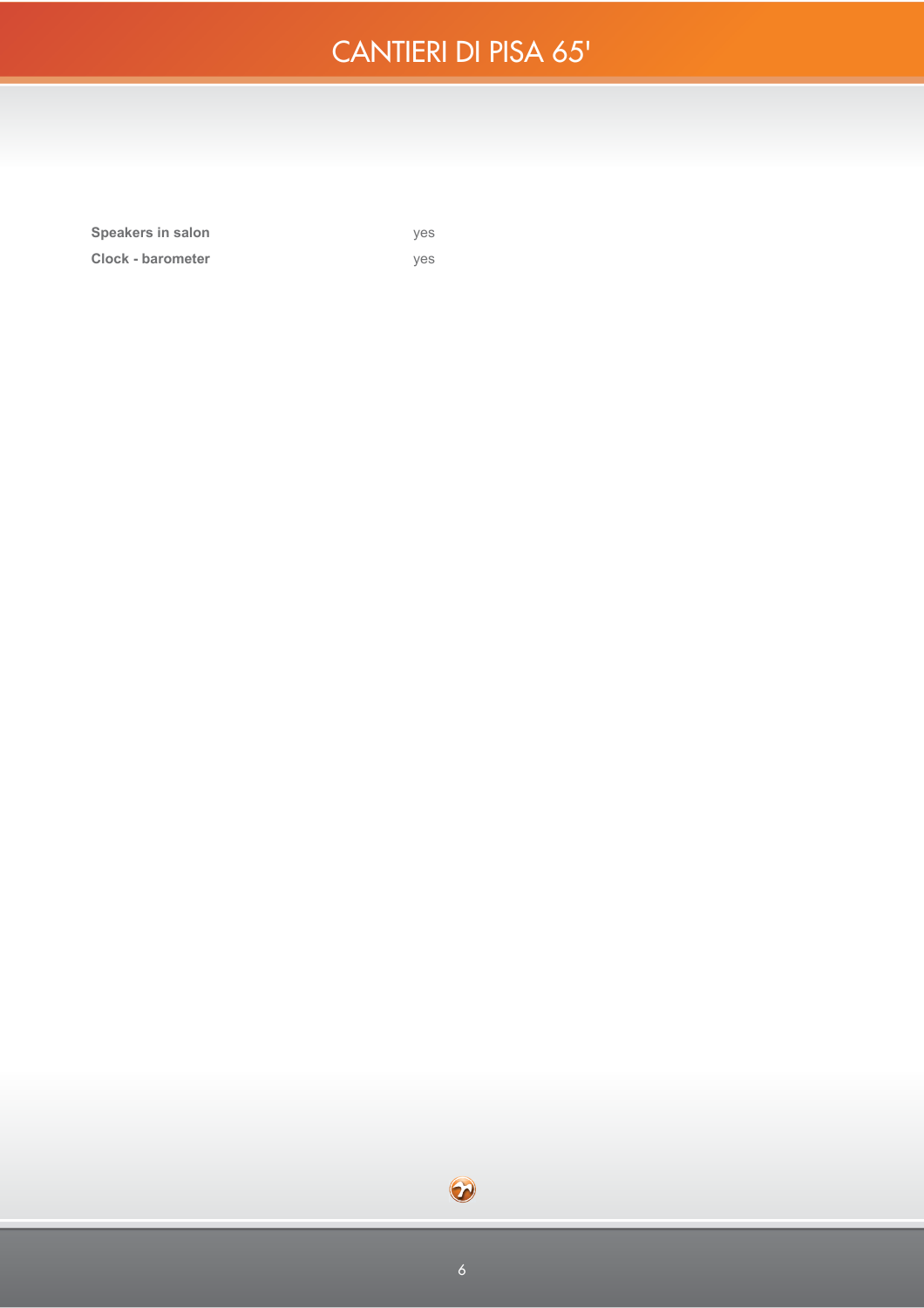| | |
|---|---|
| **Speakers in salon** | yes |
| **Clock - barometer** | yes |